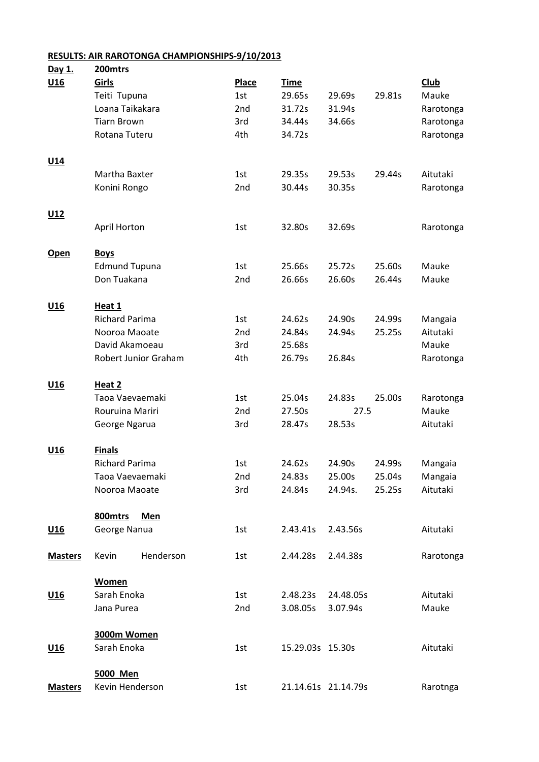**RESULTS: AIR RAROTONGA CHAMPIONSHIPS-9/10/2013**

| | | | | | | |
|---|---|---|---|---|---|---|
| **Day 1.** | **200mtrs** | | | | | |
| **U16** | **Girls** | **Place** | **Time** | | | **Club** |
| | Teiti Tupuna | 1st | 29.65s | 29.69s | 29.81s | Mauke |
| | Loana Taikakara | 2nd | 31.72s | 31.94s | | Rarotonga |
| | Tiarn Brown | 3rd | 34.44s | 34.66s | | Rarotonga |
| | Rotana Tuteru | 4th | 34.72s | | | Rarotonga |
| **U14** | | | | | | |
| | Martha Baxter | 1st | 29.35s | 29.53s | 29.44s | Aitutaki |
| | Konini Rongo | 2nd | 30.44s | 30.35s | | Rarotonga |
| **U12** | | | | | | |
| | April Horton | 1st | 32.80s | 32.69s | | Rarotonga |
| **Open** | **Boys** | | | | | |
| | Edmund Tupuna | 1st | 25.66s | 25.72s | 25.60s | Mauke |
| | Don Tuakana | 2nd | 26.66s | 26.60s | 26.44s | Mauke |
| **U16** | **Heat 1** | | | | | |
| | Richard Parima | 1st | 24.62s | 24.90s | 24.99s | Mangaia |
| | Nooroa Maoate | 2nd | 24.84s | 24.94s | 25.25s | Aitutaki |
| | David Akamoeau | 3rd | 25.68s | | | Mauke |
| | Robert Junior Graham | 4th | 26.79s | 26.84s | | Rarotonga |
| **U16** | **Heat 2** | | | | | |
| | Taoa Vaevaemaki | 1st | 25.04s | 24.83s | 25.00s | Rarotonga |
| | Rouruina Mariri | 2nd | 27.50s | 27.5 | | Mauke |
| | George Ngarua | 3rd | 28.47s | 28.53s | | Aitutaki |
| **U16** | **Finals** | | | | | |
| | Richard Parima | 1st | 24.62s | 24.90s | 24.99s | Mangaia |
| | Taoa Vaevaemaki | 2nd | 24.83s | 25.00s | 25.04s | Mangaia |
| | Nooroa Maoate | 3rd | 24.84s | 24.94s. | 25.25s | Aitutaki |
| | **800mtrs Men** | | | | | |
| **U16** | George Nanua | 1st | 2.43.41s | 2.43.56s | | Aitutaki |
| **Masters** | Kevin Henderson | 1st | 2.44.28s | 2.44.38s | | Rarotonga |
| | **Women** | | | | | |
| **U16** | Sarah Enoka | 1st | 2.48.23s | 24.48.05s | | Aitutaki |
| | Jana Purea | 2nd | 3.08.05s | 3.07.94s | | Mauke |
| | **3000m Women** | | | | | |
| **U16** | Sarah Enoka | 1st | 15.29.03s | 15.30s | | Aitutaki |
| | **5000 Men** | | | | | |
| **Masters** | Kevin Henderson | 1st | 21.14.61s | 21.14.79s | | Rarotnga |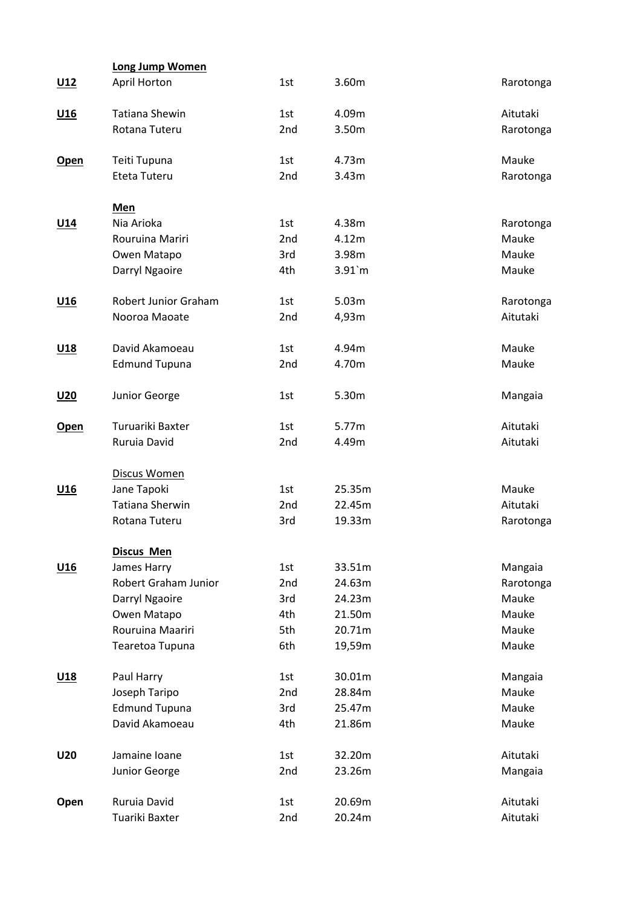| | | | | |
|---|---|---|---|---|
| | **Long Jump Women** | | | |
| **U12** | April Horton | 1st | 3.60m | Rarotonga |
| **U16** | Tatiana Shewin | 1st | 4.09m | Aitutaki |
| | Rotana Tuteru | 2nd | 3.50m | Rarotonga |
| **Open** | Teiti Tupuna | 1st | 4.73m | Mauke |
| | Eteta Tuteru | 2nd | 3.43m | Rarotonga |
| | **Men** | | | |
| **U14** | Nia Arioka | 1st | 4.38m | Rarotonga |
| | Rouruina Mariri | 2nd | 4.12m | Mauke |
| | Owen Matapo | 3rd | 3.98m | Mauke |
| | Darryl Ngaoire | 4th | 3.91`m | Mauke |
| **U16** | Robert Junior Graham | 1st | 5.03m | Rarotonga |
| | Nooroa Maoate | 2nd | 4,93m | Aitutaki |
| **U18** | David Akamoeau | 1st | 4.94m | Mauke |
| | Edmund Tupuna | 2nd | 4.70m | Mauke |
| **U20** | Junior George | 1st | 5.30m | Mangaia |
| **Open** | Turuariki Baxter | 1st | 5.77m | Aitutaki |
| | Ruruia David | 2nd | 4.49m | Aitutaki |
| | Discus Women | | | |
| **U16** | Jane Tapoki | 1st | 25.35m | Mauke |
| | Tatiana Sherwin | 2nd | 22.45m | Aitutaki |
| | Rotana Tuteru | 3rd | 19.33m | Rarotonga |
| | **Discus Men** | | | |
| **U16** | James Harry | 1st | 33.51m | Mangaia |
| | Robert Graham Junior | 2nd | 24.63m | Rarotonga |
| | Darryl Ngaoire | 3rd | 24.23m | Mauke |
| | Owen Matapo | 4th | 21.50m | Mauke |
| | Rouruina Maariri | 5th | 20.71m | Mauke |
| | Tearetoa Tupuna | 6th | 19,59m | Mauke |
| **U18** | Paul Harry | 1st | 30.01m | Mangaia |
| | Joseph Taripo | 2nd | 28.84m | Mauke |
| | Edmund Tupuna | 3rd | 25.47m | Mauke |
| | David Akamoeau | 4th | 21.86m | Mauke |
| **U20** | Jamaine Ioane | 1st | 32.20m | Aitutaki |
| | Junior George | 2nd | 23.26m | Mangaia |
| **Open** | Ruruia David | 1st | 20.69m | Aitutaki |
| | Tuariki Baxter | 2nd | 20.24m | Aitutaki |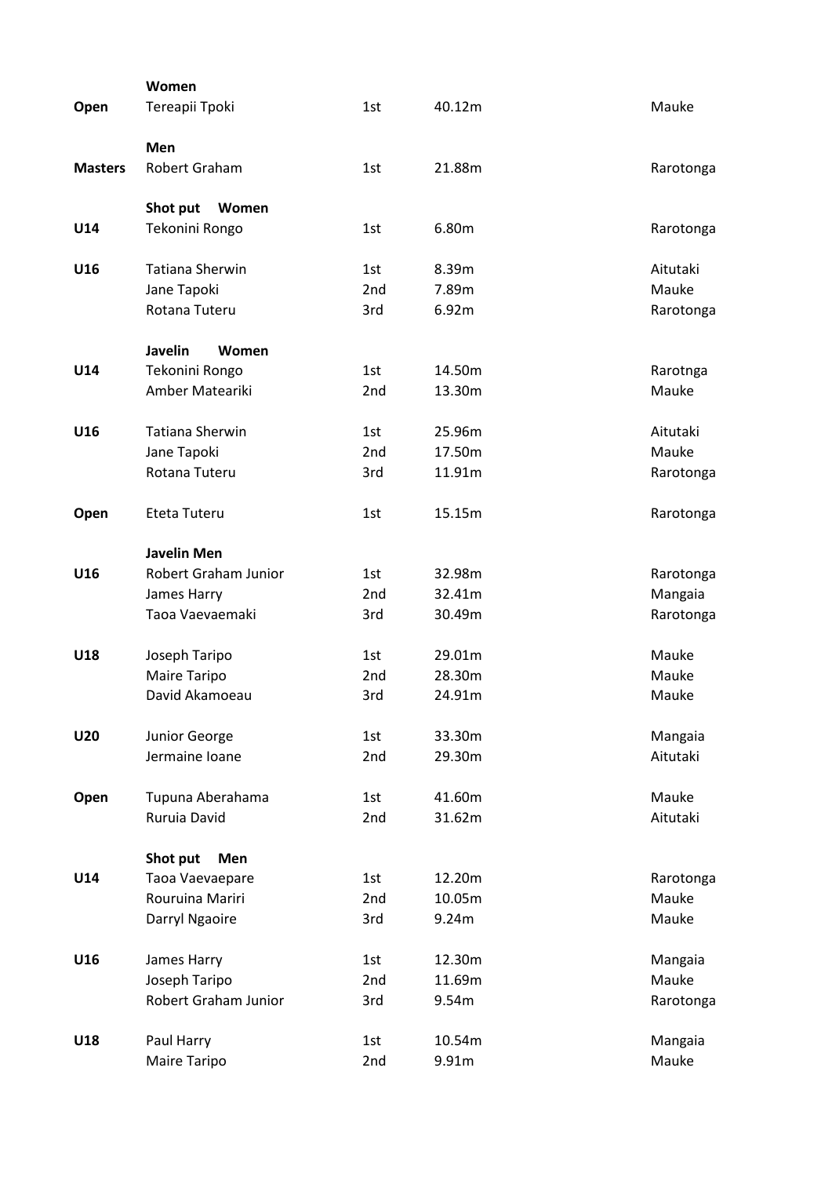| | | | | |
|---|---|---|---|---|
| | **Women** | | | |
| **Open** | Tereapii Tpoki | 1st | 40.12m | Mauke |
| | | | | |
| | **Men** | | | |
| **Masters** | Robert Graham | 1st | 21.88m | Rarotonga |
| | | | | |
| | **Shot put Women** | | | |
| **U14** | Tekonini Rongo | 1st | 6.80m | Rarotonga |
| | | | | |
| **U16** | Tatiana Sherwin | 1st | 8.39m | Aitutaki |
| | Jane Tapoki | 2nd | 7.89m | Mauke |
| | Rotana Tuteru | 3rd | 6.92m | Rarotonga |
| | | | | |
| | **Javelin Women** | | | |
| **U14** | Tekonini Rongo | 1st | 14.50m | Rarotnga |
| | Amber Mateariki | 2nd | 13.30m | Mauke |
| | | | | |
| **U16** | Tatiana Sherwin | 1st | 25.96m | Aitutaki |
| | Jane Tapoki | 2nd | 17.50m | Mauke |
| | Rotana Tuteru | 3rd | 11.91m | Rarotonga |
| | | | | |
| **Open** | Eteta Tuteru | 1st | 15.15m | Rarotonga |
| | | | | |
| | **Javelin Men** | | | |
| **U16** | Robert Graham Junior | 1st | 32.98m | Rarotonga |
| | James Harry | 2nd | 32.41m | Mangaia |
| | Taoa Vaevaemaki | 3rd | 30.49m | Rarotonga |
| | | | | |
| **U18** | Joseph Taripo | 1st | 29.01m | Mauke |
| | Maire Taripo | 2nd | 28.30m | Mauke |
| | David Akamoeau | 3rd | 24.91m | Mauke |
| | | | | |
| **U20** | Junior George | 1st | 33.30m | Mangaia |
| | Jermaine Ioane | 2nd | 29.30m | Aitutaki |
| | | | | |
| **Open** | Tupuna Aberahama | 1st | 41.60m | Mauke |
| | Ruruia David | 2nd | 31.62m | Aitutaki |
| | | | | |
| | **Shot put Men** | | | |
| **U14** | Taoa Vaevaepare | 1st | 12.20m | Rarotonga |
| | Rouruina Mariri | 2nd | 10.05m | Mauke |
| | Darryl Ngaoire | 3rd | 9.24m | Mauke |
| | | | | |
| **U16** | James Harry | 1st | 12.30m | Mangaia |
| | Joseph Taripo | 2nd | 11.69m | Mauke |
| | Robert Graham Junior | 3rd | 9.54m | Rarotonga |
| | | | | |
| **U18** | Paul Harry | 1st | 10.54m | Mangaia |
| | Maire Taripo | 2nd | 9.91m | Mauke |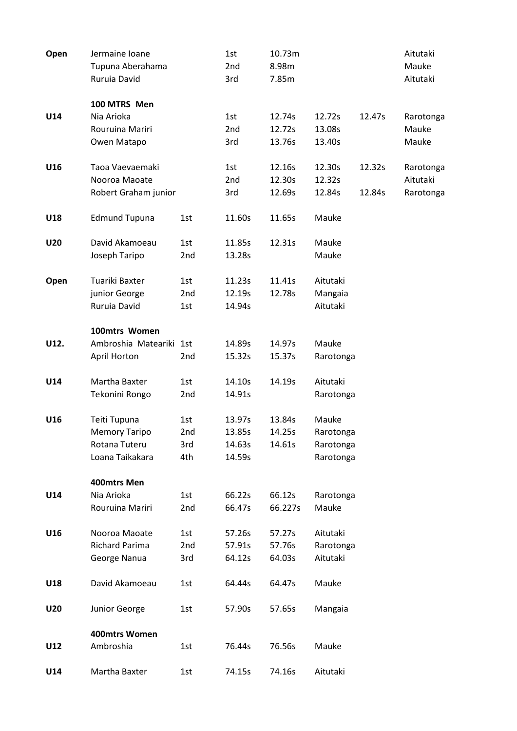| | | | | | | | |
|---|---|---|---|---|---|---|---|
| **Open** | Jermaine Ioane | 1st | 10.73m | | | Aitutaki | |
| | Tupuna Aberahama | 2nd | 8.98m | | | Mauke | |
| | Ruruia David | 3rd | 7.85m | | | Aitutaki | |

**100 MTRS Men**

| | | | | | | |
|---|---|---|---|---|---|---|
| **U14** | Nia Arioka | 1st | 12.74s | 12.72s | 12.47s | Rarotonga |
| | Rouruina Mariri | 2nd | 12.72s | 13.08s | | Mauke |
| | Owen Matapo | 3rd | 13.76s | 13.40s | | Mauke |
| **U16** | Taoa Vaevaemaki | 1st | 12.16s | 12.30s | 12.32s | Rarotonga |
| | Nooroa Maoate | 2nd | 12.30s | 12.32s | | Aitutaki |
| | Robert Graham junior | 3rd | 12.69s | 12.84s | 12.84s | Rarotonga |

| | | | | | |
|---|---|---|---|---|---|
| **U18** | Edmund Tupuna | 1st | 11.60s | 11.65s | Mauke |
| **U20** | David Akamoeau | 1st | 11.85s | 12.31s | Mauke |
| | Joseph Taripo | 2nd | 13.28s | | Mauke |
| **Open** | Tuariki Baxter | 1st | 11.23s | 11.41s | Aitutaki |
| | junior George | 2nd | 12.19s | 12.78s | Mangaia |
| | Ruruia David | 1st | 14.94s | | Aitutaki |

**100mtrs Women**

| | | | | | |
|---|---|---|---|---|---|
| **U12.** | Ambroshia Mateariki | 1st | 14.89s | 14.97s | Mauke |
| | April Horton | 2nd | 15.32s | 15.37s | Rarotonga |
| **U14** | Martha Baxter | 1st | 14.10s | 14.19s | Aitutaki |
| | Tekonini Rongo | 2nd | 14.91s | | Rarotonga |
| **U16** | Teiti Tupuna | 1st | 13.97s | 13.84s | Mauke |
| | Memory Taripo | 2nd | 13.85s | 14.25s | Rarotonga |
| | Rotana Tuteru | 3rd | 14.63s | 14.61s | Rarotonga |
| | Loana Taikakara | 4th | 14.59s | | Rarotonga |

**400mtrs Men**

| | | | | | |
|---|---|---|---|---|---|
| **U14** | Nia Arioka | 1st | 66.22s | 66.12s | Rarotonga |
| | Rouruina Mariri | 2nd | 66.47s | 66.227s | Mauke |
| **U16** | Nooroa Maoate | 1st | 57.26s | 57.27s | Aitutaki |
| | Richard Parima | 2nd | 57.91s | 57.76s | Rarotonga |
| | George Nanua | 3rd | 64.12s | 64.03s | Aitutaki |
| **U18** | David Akamoeau | 1st | 64.44s | 64.47s | Mauke |
| **U20** | Junior George | 1st | 57.90s | 57.65s | Mangaia |

**400mtrs Women**

| | | | | | |
|---|---|---|---|---|---|
| **U12** | Ambroshia | 1st | 76.44s | 76.56s | Mauke |
| **U14** | Martha Baxter | 1st | 74.15s | 74.16s | Aitutaki |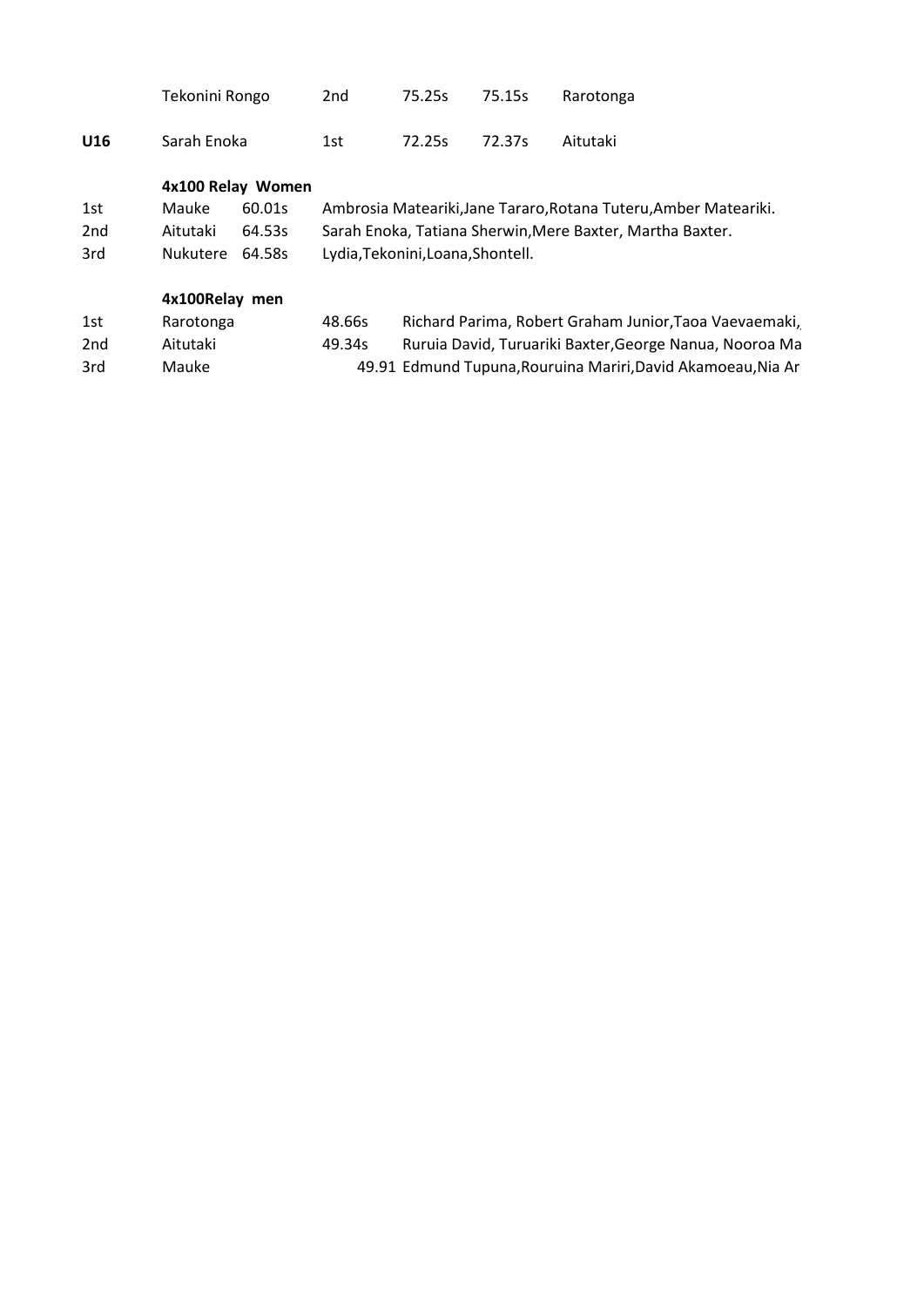| | | | | | |
|---|---|---|---|---|---|
| | Tekonini Rongo | 2nd | 75.25s | 75.15s | Rarotonga |
| **U16** | Sarah Enoka | 1st | 72.25s | 72.37s | Aitutaki |

**4x100 Relay Women**

| | | | |
|---|---|---|---|
| 1st | Mauke | 60.01s | Ambrosia Mateariki,Jane Tararo,Rotana Tuteru,Amber Mateariki. |
| 2nd | Aitutaki | 64.53s | Sarah Enoka, Tatiana Sherwin,Mere Baxter, Martha Baxter. |
| 3rd | Nukutere | 64.58s | Lydia,Tekonini,Loana,Shontell. |

**4x100Relay men**

| | | | |
|---|---|---|---|
| 1st | Rarotonga | 48.66s | Richard Parima, Robert Graham Junior,Taoa Vaevaemaki, |
| 2nd | Aitutaki | 49.34s | Ruruia David, Turuariki Baxter,George Nanua, Nooroa Ma |
| 3rd | Mauke | 49.91 | Edmund Tupuna,Rouruina Mariri,David Akamoeau,Nia Ar |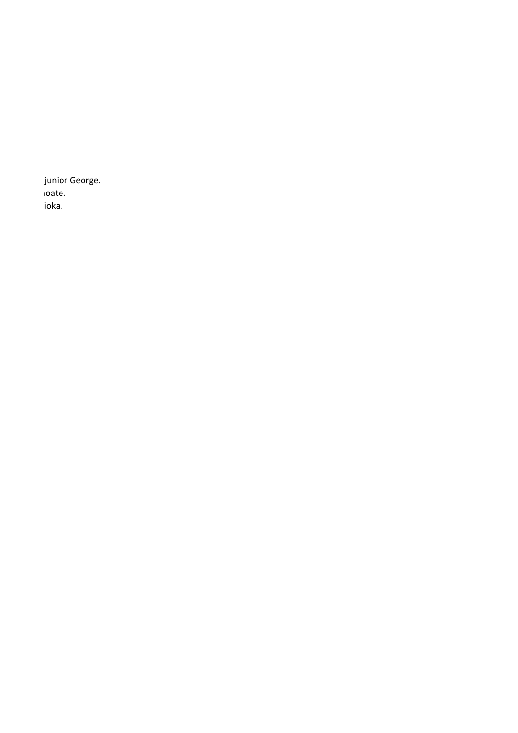junior George.
ıoate.
ioka.